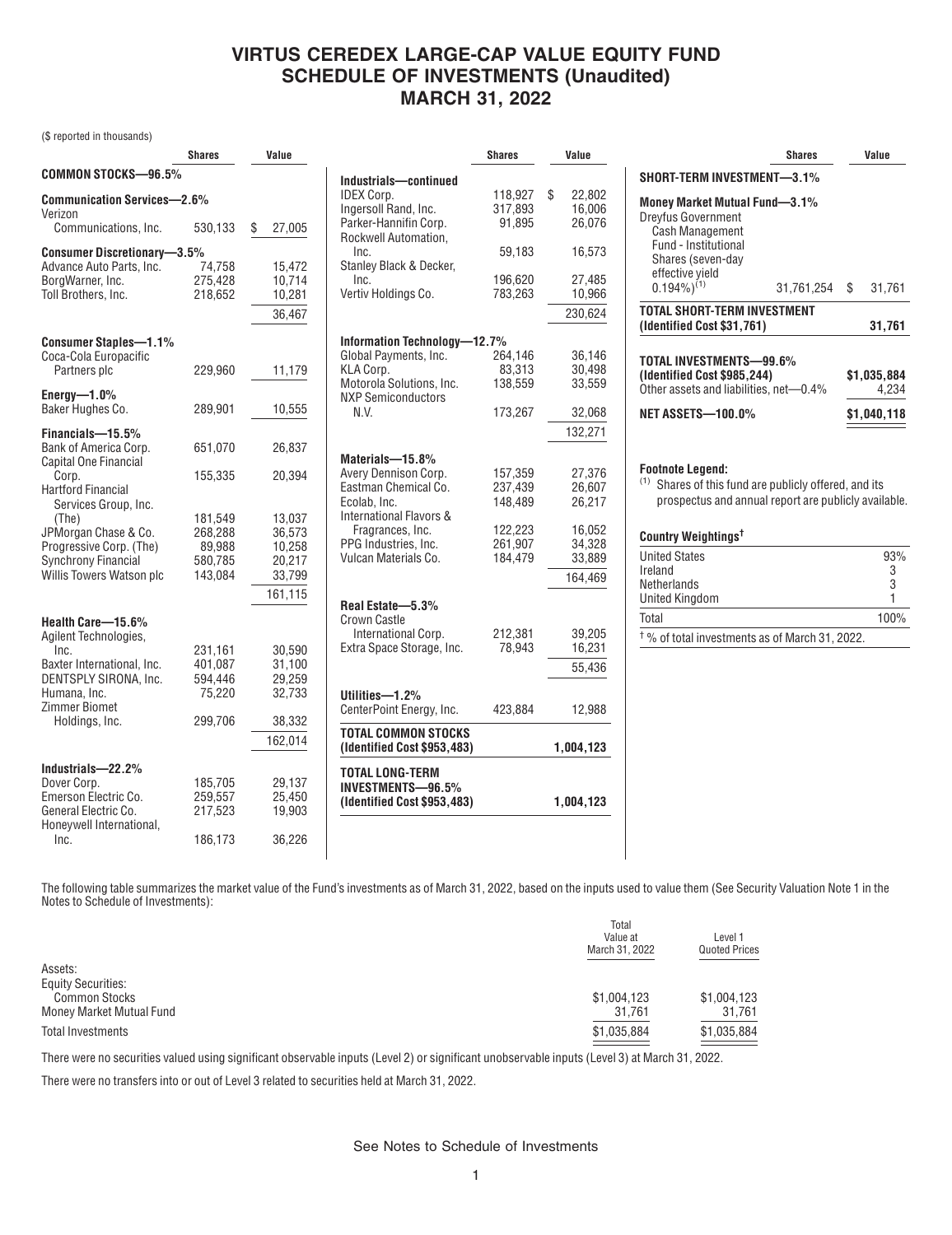# VIRTUS CEREDEX LARGE-CAP VALUE EQUITY FUND
# SCHEDULE OF INVESTMENTS (Unaudited)
# MARCH 31, 2022

($ reported in thousands)

| | Shares | Value |
|---|---|---|
| **COMMON STOCKS—96.5%** | | |
| **Communication Services—2.6%** | | |
| Verizon Communications, Inc. | 530,133 | $ 27,005 |
| **Consumer Discretionary—3.5%** | | |
| Advance Auto Parts, Inc. | 74,758 | 15,472 |
| BorgWarner, Inc. | 275,428 | 10,714 |
| Toll Brothers, Inc. | 218,652 | 10,281 |
| | | 36,467 |
| **Consumer Staples—1.1%** | | |
| Coca-Cola Europacific Partners plc | 229,960 | 11,179 |
| **Energy—1.0%** | | |
| Baker Hughes Co. | 289,901 | 10,555 |
| **Financials—15.5%** | | |
| Bank of America Corp. | 651,070 | 26,837 |
| Capital One Financial Corp. | 155,335 | 20,394 |
| Hartford Financial Services Group, Inc. (The) | 181,549 | 13,037 |
| JPMorgan Chase & Co. | 268,288 | 36,573 |
| Progressive Corp. (The) | 89,988 | 10,258 |
| Synchrony Financial | 580,785 | 20,217 |
| Willis Towers Watson plc | 143,084 | 33,799 |
| | | 161,115 |
| **Health Care—15.6%** | | |
| Agilent Technologies, Inc. | 231,161 | 30,590 |
| Baxter International, Inc. | 401,087 | 31,100 |
| DENTSPLY SIRONA, Inc. | 594,446 | 29,259 |
| Humana, Inc. | 75,220 | 32,733 |
| Zimmer Biomet Holdings, Inc. | 299,706 | 38,332 |
| | | 162,014 |
| **Industrials—22.2%** | | |
| Dover Corp. | 185,705 | 29,137 |
| Emerson Electric Co. | 259,557 | 25,450 |
| General Electric Co. | 217,523 | 19,903 |
| Honeywell International, Inc. | 186,173 | 36,226 |
| **Industrials—continued** | | |
| IDEX Corp. | 118,927 | $ 22,802 |
| Ingersoll Rand, Inc. | 317,893 | 16,006 |
| Parker-Hannifin Corp. | 91,895 | 26,076 |
| Rockwell Automation, Inc. | 59,183 | 16,573 |
| Stanley Black & Decker, Inc. | 196,620 | 27,485 |
| Vertiv Holdings Co. | 783,263 | 10,966 |
| | | 230,624 |
| **Information Technology—12.7%** | | |
| Global Payments, Inc. | 264,146 | 36,146 |
| KLA Corp. | 83,313 | 30,498 |
| Motorola Solutions, Inc. | 138,559 | 33,559 |
| NXP Semiconductors N.V. | 173,267 | 32,068 |
| | | 132,271 |
| **Materials—15.8%** | | |
| Avery Dennison Corp. | 157,359 | 27,376 |
| Eastman Chemical Co. | 237,439 | 26,607 |
| Ecolab, Inc. | 148,489 | 26,217 |
| International Flavors & Fragrances, Inc. | 122,223 | 16,052 |
| PPG Industries, Inc. | 261,907 | 34,328 |
| Vulcan Materials Co. | 184,479 | 33,889 |
| | | 164,469 |
| **Real Estate—5.3%** | | |
| Crown Castle International Corp. | 212,381 | 39,205 |
| Extra Space Storage, Inc. | 78,943 | 16,231 |
| | | 55,436 |
| **Utilities—1.2%** | | |
| CenterPoint Energy, Inc. | 423,884 | 12,988 |
| **TOTAL COMMON STOCKS (Identified Cost $953,483)** | | **1,004,123** |
| **TOTAL LONG-TERM INVESTMENTS—96.5% (Identified Cost $953,483)** | | **1,004,123** |
| **SHORT-TERM INVESTMENT—3.1%** | | |
| **Money Market Mutual Fund—3.1%** | | |
| Dreyfus Government Cash Management Fund - Institutional Shares (seven-day effective yield 0.194%)[1] | 31,761,254 | $ 31,761 |
| **TOTAL SHORT-TERM INVESTMENT (Identified Cost $31,761)** | | **31,761** |
| **TOTAL INVESTMENTS—99.6% (Identified Cost $985,244)** | | **$1,035,884** |
| Other assets and liabilities, net—0.4% | | 4,234 |
| **NET ASSETS—100.0%** | | **$1,040,118** |

**Footnote Legend:**

[1] Shares of this fund are publicly offered, and its prospectus and annual report are publicly available.

**Country Weightings†**

| | |
|---|---|
| United States | 93% |
| Ireland | 3 |
| Netherlands | 3 |
| United Kingdom | 1 |
| Total | 100% |

† % of total investments as of March 31, 2022.

The following table summarizes the market value of the Fund's investments as of March 31, 2022, based on the inputs used to value them (See Security Valuation Note 1 in the Notes to Schedule of Investments):

| | Total Value at March 31, 2022 | Level 1 Quoted Prices |
|---|---|---|
| Assets: | | |
| Equity Securities: | | |
| Common Stocks | $1,004,123 | $1,004,123 |
| Money Market Mutual Fund | 31,761 | 31,761 |
| Total Investments | $1,035,884 | $1,035,884 |

There were no securities valued using significant observable inputs (Level 2) or significant unobservable inputs (Level 3) at March 31, 2022.

There were no transfers into or out of Level 3 related to securities held at March 31, 2022.

See Notes to Schedule of Investments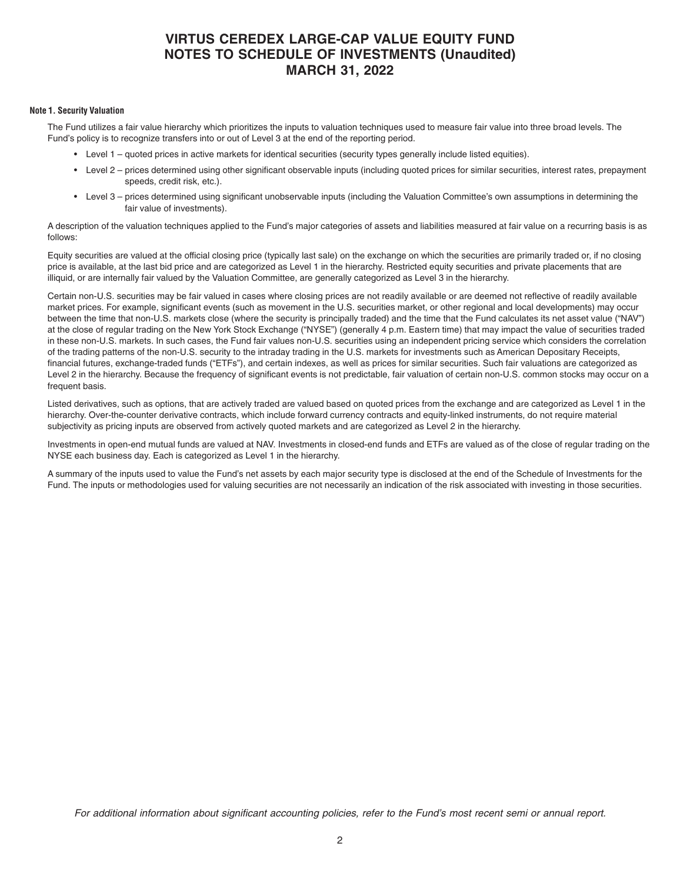# VIRTUS CEREDEX LARGE-CAP VALUE EQUITY FUND
# NOTES TO SCHEDULE OF INVESTMENTS (Unaudited)
# MARCH 31, 2022

**Note 1. Security Valuation**

The Fund utilizes a fair value hierarchy which prioritizes the inputs to valuation techniques used to measure fair value into three broad levels. The Fund's policy is to recognize transfers into or out of Level 3 at the end of the reporting period.

- Level 1 – quoted prices in active markets for identical securities (security types generally include listed equities).
- Level 2 – prices determined using other significant observable inputs (including quoted prices for similar securities, interest rates, prepayment speeds, credit risk, etc.).
- Level 3 – prices determined using significant unobservable inputs (including the Valuation Committee's own assumptions in determining the fair value of investments).

A description of the valuation techniques applied to the Fund's major categories of assets and liabilities measured at fair value on a recurring basis is as follows:

Equity securities are valued at the official closing price (typically last sale) on the exchange on which the securities are primarily traded or, if no closing price is available, at the last bid price and are categorized as Level 1 in the hierarchy. Restricted equity securities and private placements that are illiquid, or are internally fair valued by the Valuation Committee, are generally categorized as Level 3 in the hierarchy.

Certain non-U.S. securities may be fair valued in cases where closing prices are not readily available or are deemed not reflective of readily available market prices. For example, significant events (such as movement in the U.S. securities market, or other regional and local developments) may occur between the time that non-U.S. markets close (where the security is principally traded) and the time that the Fund calculates its net asset value ("NAV") at the close of regular trading on the New York Stock Exchange ("NYSE") (generally 4 p.m. Eastern time) that may impact the value of securities traded in these non-U.S. markets. In such cases, the Fund fair values non-U.S. securities using an independent pricing service which considers the correlation of the trading patterns of the non-U.S. security to the intraday trading in the U.S. markets for investments such as American Depositary Receipts, financial futures, exchange-traded funds ("ETFs"), and certain indexes, as well as prices for similar securities. Such fair valuations are categorized as Level 2 in the hierarchy. Because the frequency of significant events is not predictable, fair valuation of certain non-U.S. common stocks may occur on a frequent basis.

Listed derivatives, such as options, that are actively traded are valued based on quoted prices from the exchange and are categorized as Level 1 in the hierarchy. Over-the-counter derivative contracts, which include forward currency contracts and equity-linked instruments, do not require material subjectivity as pricing inputs are observed from actively quoted markets and are categorized as Level 2 in the hierarchy.

Investments in open-end mutual funds are valued at NAV. Investments in closed-end funds and ETFs are valued as of the close of regular trading on the NYSE each business day. Each is categorized as Level 1 in the hierarchy.

A summary of the inputs used to value the Fund's net assets by each major security type is disclosed at the end of the Schedule of Investments for the Fund. The inputs or methodologies used for valuing securities are not necessarily an indication of the risk associated with investing in those securities.

*For additional information about significant accounting policies, refer to the Fund's most recent semi or annual report.*